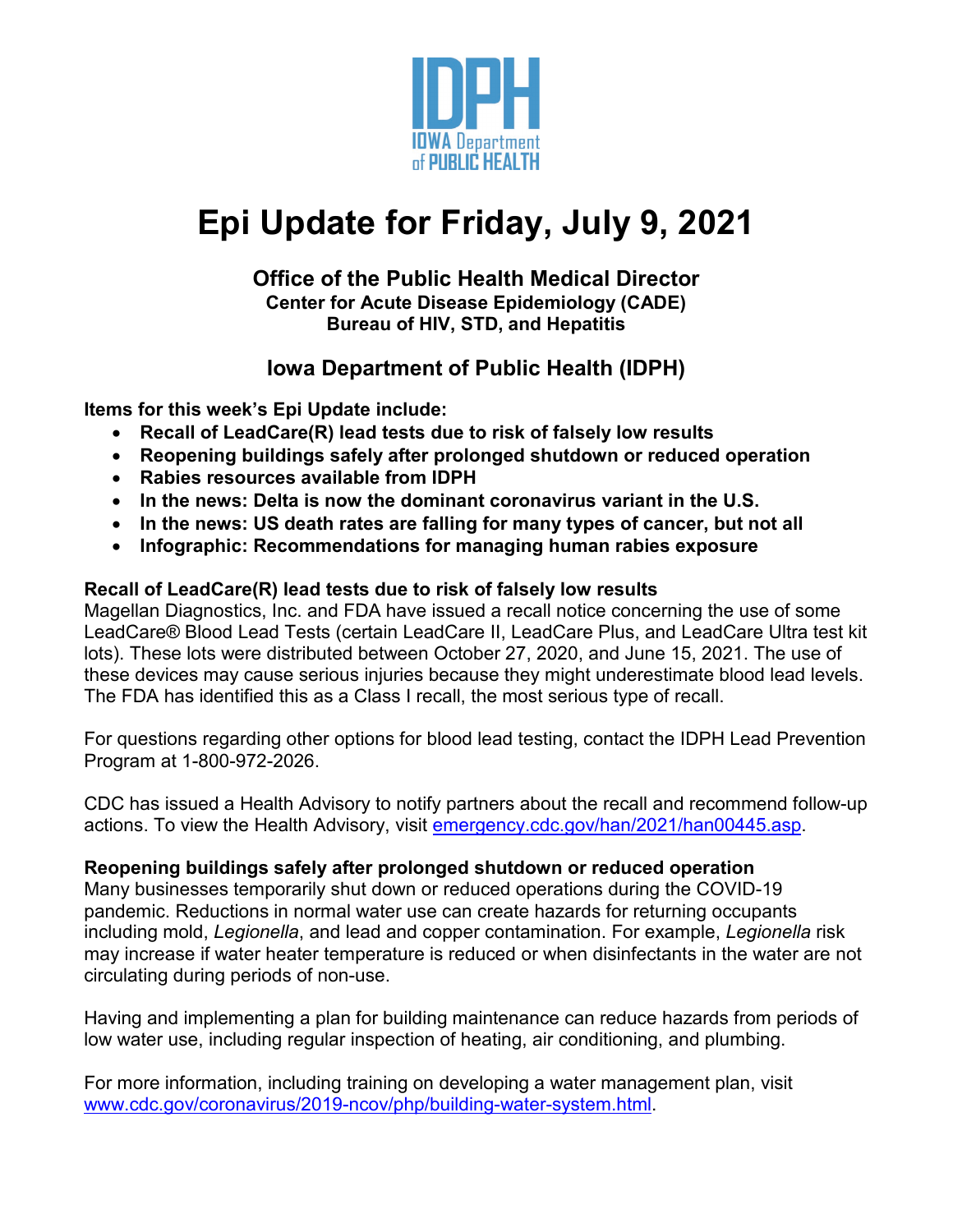IDPH
IOWA Department of PUBLIC HEALTH

# Epi Update for Friday, July 9, 2021

### Office of the Public Health Medical Director
**Center for Acute Disease Epidemiology (CADE)**
**Bureau of HIV, STD, and Hepatitis**

### Iowa Department of Public Health (IDPH)

**Items for this week's Epi Update include:**

- **Recall of LeadCare(R) lead tests due to risk of falsely low results**
- **Reopening buildings safely after prolonged shutdown or reduced operation**
- **Rabies resources available from IDPH**
- **In the news: Delta is now the dominant coronavirus variant in the U.S.**
- **In the news: US death rates are falling for many types of cancer, but not all**
- **Infographic: Recommendations for managing human rabies exposure**

**Recall of LeadCare(R) lead tests due to risk of falsely low results**
Magellan Diagnostics, Inc. and FDA have issued a recall notice concerning the use of some LeadCare® Blood Lead Tests (certain LeadCare II, LeadCare Plus, and LeadCare Ultra test kit lots). These lots were distributed between October 27, 2020, and June 15, 2021. The use of these devices may cause serious injuries because they might underestimate blood lead levels. The FDA has identified this as a Class I recall, the most serious type of recall.

For questions regarding other options for blood lead testing, contact the IDPH Lead Prevention Program at 1-800-972-2026.

CDC has issued a Health Advisory to notify partners about the recall and recommend follow-up actions. To view the Health Advisory, visit emergency.cdc.gov/han/2021/han00445.asp.

**Reopening buildings safely after prolonged shutdown or reduced operation**
Many businesses temporarily shut down or reduced operations during the COVID-19 pandemic. Reductions in normal water use can create hazards for returning occupants including mold, *Legionella*, and lead and copper contamination. For example, *Legionella* risk may increase if water heater temperature is reduced or when disinfectants in the water are not circulating during periods of non-use.

Having and implementing a plan for building maintenance can reduce hazards from periods of low water use, including regular inspection of heating, air conditioning, and plumbing.

For more information, including training on developing a water management plan, visit www.cdc.gov/coronavirus/2019-ncov/php/building-water-system.html.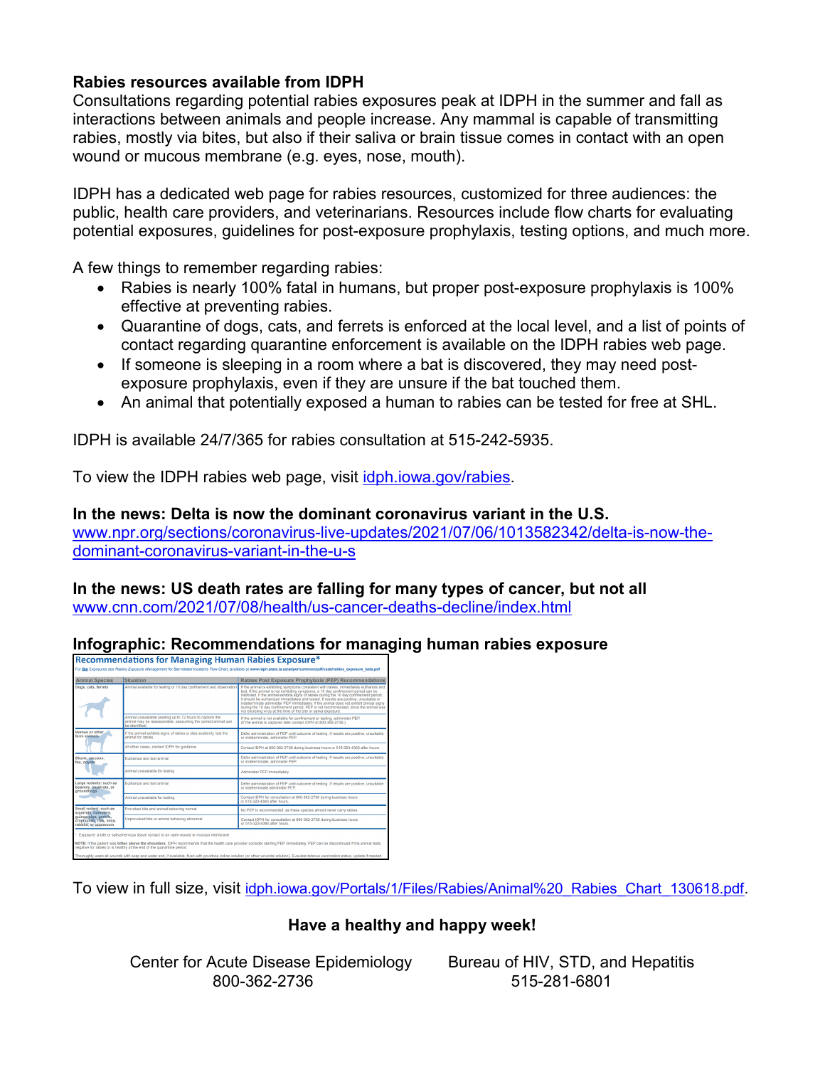**Rabies resources available from IDPH**
Consultations regarding potential rabies exposures peak at IDPH in the summer and fall as interactions between animals and people increase. Any mammal is capable of transmitting rabies, mostly via bites, but also if their saliva or brain tissue comes in contact with an open wound or mucous membrane (e.g. eyes, nose, mouth).

IDPH has a dedicated web page for rabies resources, customized for three audiences: the public, health care providers, and veterinarians. Resources include flow charts for evaluating potential exposures, guidelines for post-exposure prophylaxis, testing options, and much more.

A few things to remember regarding rabies:

- Rabies is nearly 100% fatal in humans, but proper post-exposure prophylaxis is 100% effective at preventing rabies.
- Quarantine of dogs, cats, and ferrets is enforced at the local level, and a list of points of contact regarding quarantine enforcement is available on the IDPH rabies web page.
- If someone is sleeping in a room where a bat is discovered, they may need post-exposure prophylaxis, even if they are unsure if the bat touched them.
- An animal that potentially exposed a human to rabies can be tested for free at SHL.

IDPH is available 24/7/365 for rabies consultation at 515-242-5935.

To view the IDPH rabies web page, visit idph.iowa.gov/rabies.

**In the news: Delta is now the dominant coronavirus variant in the U.S.**
www.npr.org/sections/coronavirus-live-updates/2021/07/06/1013582342/delta-is-now-the-dominant-coronavirus-variant-in-the-u-s

**In the news: US death rates are falling for many types of cancer, but not all**
www.cnn.com/2021/07/08/health/us-cancer-deaths-decline/index.html

**Infographic: Recommendations for managing human rabies exposure**

To view in full size, visit idph.iowa.gov/Portals/1/Files/Rabies/Animal%20_Rabies_Chart_130618.pdf.

**Have a healthy and happy week!**

Center for Acute Disease Epidemiology
800-362-2736

Bureau of HIV, STD, and Hepatitis
515-281-6801